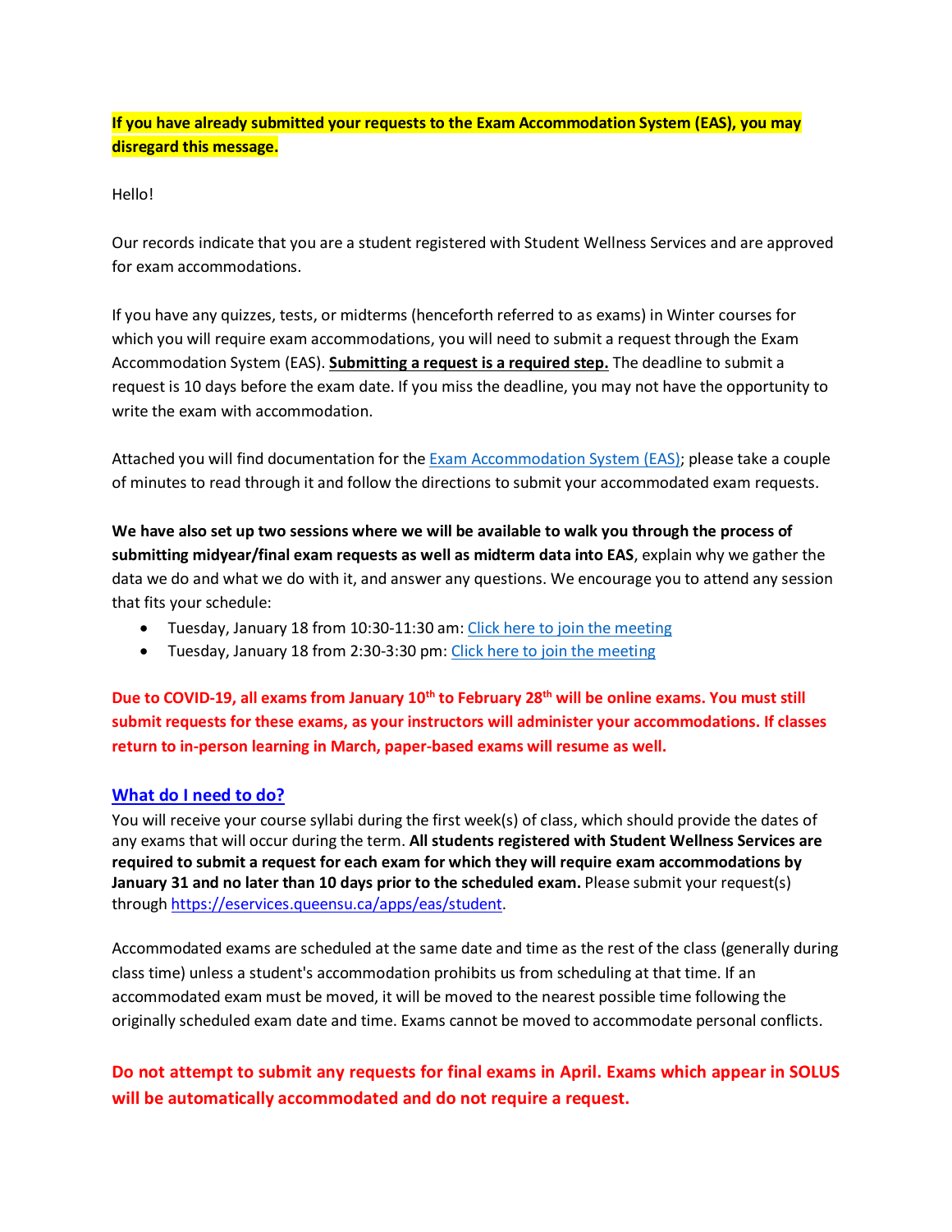**If you have already submitted your requests to the Exam Accommodation System (EAS), you may disregard this message.**

Hello!

Our records indicate that you are a student registered with Student Wellness Services and are approved for exam accommodations.

If you have any quizzes, tests, or midterms (henceforth referred to as exams) in Winter courses for which you will require exam accommodations, you will need to submit a request through the Exam Accommodation System (EAS). **Submitting a request is a required step.** The deadline to submit a request is 10 days before the exam date. If you miss the deadline, you may not have the opportunity to write the exam with accommodation.

Attached you will find documentation for the [Exam Accommodation System (EAS)](); please take a couple of minutes to read through it and follow the directions to submit your accommodated exam requests.

**We have also set up two sessions where we will be available to walk you through the process of submitting midyear/final exam requests as well as midterm data into EAS**, explain why we gather the data we do and what we do with it, and answer any questions. We encourage you to attend any session that fits your schedule:

- Tuesday, January 18 from 10:30-11:30 am: [Click here to join the meeting]()
- Tuesday, January 18 from 2:30-3:30 pm: [Click here to join the meeting]()

**Due to COVID-19, all exams from January 10th to February 28th will be online exams. You must still submit requests for these exams, as your instructors will administer your accommodations. If classes return to in-person learning in March, paper-based exams will resume as well.**

## What do I need to do?

You will receive your course syllabi during the first week(s) of class, which should provide the dates of any exams that will occur during the term. **All students registered with Student Wellness Services are required to submit a request for each exam for which they will require exam accommodations by January 31 and no later than 10 days prior to the scheduled exam.** Please submit your request(s) through https://eservices.queensu.ca/apps/eas/student.

Accommodated exams are scheduled at the same date and time as the rest of the class (generally during class time) unless a student's accommodation prohibits us from scheduling at that time. If an accommodated exam must be moved, it will be moved to the nearest possible time following the originally scheduled exam date and time. Exams cannot be moved to accommodate personal conflicts.

**Do not attempt to submit any requests for final exams in April. Exams which appear in SOLUS will be automatically accommodated and do not require a request.**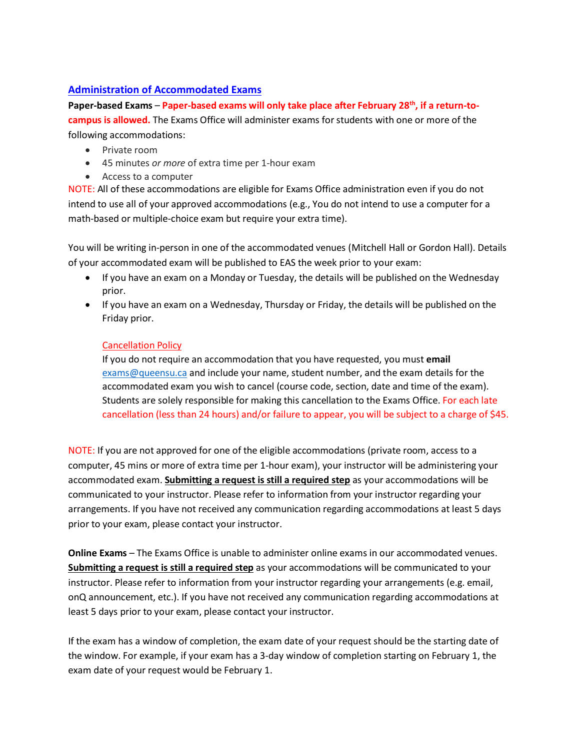## Administration of Accommodated Exams

**Paper-based Exams** – **Paper-based exams will only take place after February 28th, if a return-to-campus is allowed.** The Exams Office will administer exams for students with one or more of the following accommodations:

- Private room
- 45 minutes *or more* of extra time per 1-hour exam
- Access to a computer

NOTE: All of these accommodations are eligible for Exams Office administration even if you do not intend to use all of your approved accommodations (e.g., You do not intend to use a computer for a math-based or multiple-choice exam but require your extra time).

You will be writing in-person in one of the accommodated venues (Mitchell Hall or Gordon Hall). Details of your accommodated exam will be published to EAS the week prior to your exam:

- If you have an exam on a Monday or Tuesday, the details will be published on the Wednesday prior.
- If you have an exam on a Wednesday, Thursday or Friday, the details will be published on the Friday prior.

  Cancellation Policy

  If you do not require an accommodation that you have requested, you must **email** exams@queensu.ca and include your name, student number, and the exam details for the accommodated exam you wish to cancel (course code, section, date and time of the exam). Students are solely responsible for making this cancellation to the Exams Office. For each late cancellation (less than 24 hours) and/or failure to appear, you will be subject to a charge of $45.

NOTE: If you are not approved for one of the eligible accommodations (private room, access to a computer, 45 mins or more of extra time per 1-hour exam), your instructor will be administering your accommodated exam. **Submitting a request is still a required step** as your accommodations will be communicated to your instructor. Please refer to information from your instructor regarding your arrangements. If you have not received any communication regarding accommodations at least 5 days prior to your exam, please contact your instructor.

**Online Exams** – The Exams Office is unable to administer online exams in our accommodated venues. **Submitting a request is still a required step** as your accommodations will be communicated to your instructor. Please refer to information from your instructor regarding your arrangements (e.g. email, onQ announcement, etc.). If you have not received any communication regarding accommodations at least 5 days prior to your exam, please contact your instructor.

If the exam has a window of completion, the exam date of your request should be the starting date of the window. For example, if your exam has a 3-day window of completion starting on February 1, the exam date of your request would be February 1.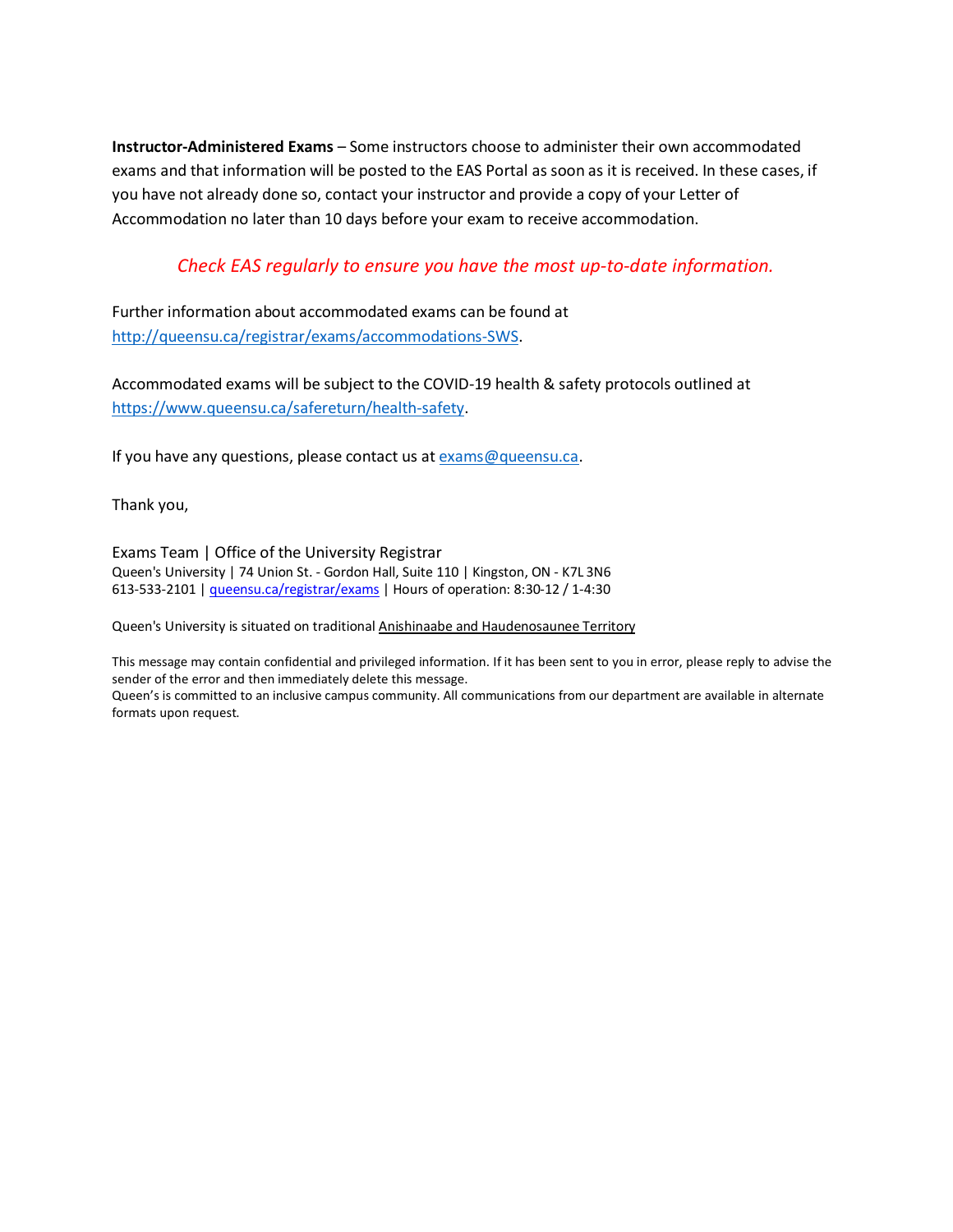**Instructor-Administered Exams** – Some instructors choose to administer their own accommodated exams and that information will be posted to the EAS Portal as soon as it is received. In these cases, if you have not already done so, contact your instructor and provide a copy of your Letter of Accommodation no later than 10 days before your exam to receive accommodation.

*Check EAS regularly to ensure you have the most up-to-date information.*

Further information about accommodated exams can be found at [http://queensu.ca/registrar/exams/accommodations-SWS](http://queensu.ca/registrar/exams/accommodations-SWS).

Accommodated exams will be subject to the COVID-19 health & safety protocols outlined at [https://www.queensu.ca/safereturn/health-safety](https://www.queensu.ca/safereturn/health-safety).

If you have any questions, please contact us at [exams@queensu.ca](mailto:exams@queensu.ca).

Thank you,

Exams Team | Office of the University Registrar
Queen's University | 74 Union St. - Gordon Hall, Suite 110 | Kingston, ON - K7L 3N6
613-533-2101 | [queensu.ca/registrar/exams](http://queensu.ca/registrar/exams) | Hours of operation: 8:30-12 / 1-4:30

Queen's University is situated on traditional Anishinaabe and Haudenosaunee Territory

This message may contain confidential and privileged information. If it has been sent to you in error, please reply to advise the sender of the error and then immediately delete this message.
Queen's is committed to an inclusive campus community. All communications from our department are available in alternate formats upon request.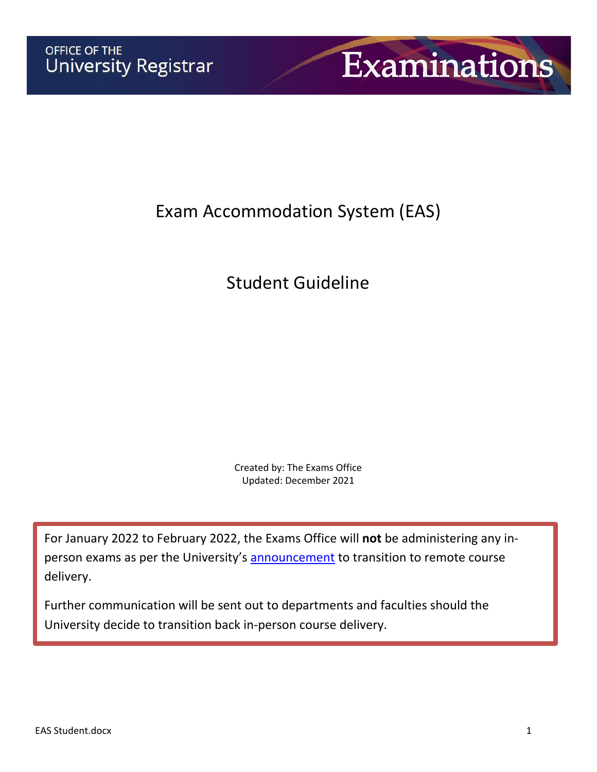OFFICE OF THE
University Registrar

Examinations

# Exam Accommodation System (EAS)

# Student Guideline

Created by: The Exams Office
Updated: December 2021

For January 2022 to February 2022, the Exams Office will **not** be administering any in-person exams as per the University's announcement to transition to remote course delivery.

Further communication will be sent out to departments and faculties should the University decide to transition back in-person course delivery.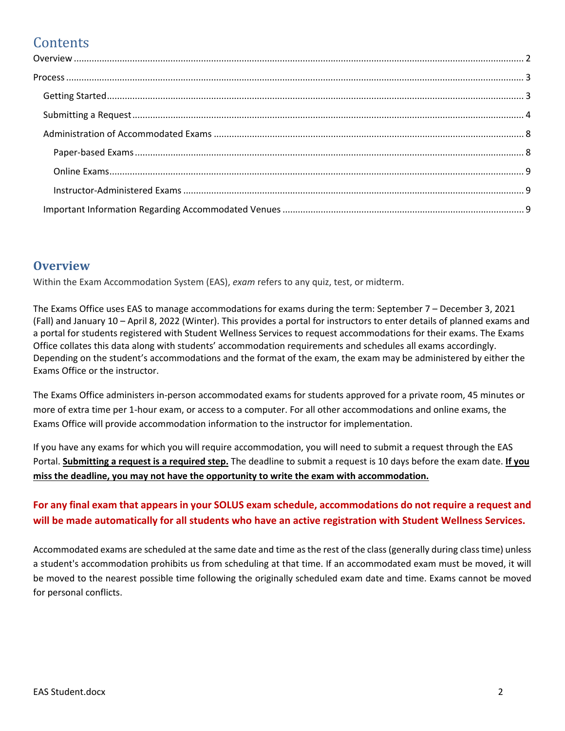# Contents

Overview ..... 2

Process ..... 3

- Getting Started ..... 3
- Submitting a Request ..... 4
- Administration of Accommodated Exams ..... 8
  - Paper-based Exams ..... 8
  - Online Exams ..... 9
  - Instructor-Administered Exams ..... 9
- Important Information Regarding Accommodated Venues ..... 9

## Overview

Within the Exam Accommodation System (EAS), *exam* refers to any quiz, test, or midterm.

The Exams Office uses EAS to manage accommodations for exams during the term: September 7 – December 3, 2021 (Fall) and January 10 – April 8, 2022 (Winter). This provides a portal for instructors to enter details of planned exams and a portal for students registered with Student Wellness Services to request accommodations for their exams. The Exams Office collates this data along with students' accommodation requirements and schedules all exams accordingly. Depending on the student's accommodations and the format of the exam, the exam may be administered by either the Exams Office or the instructor.

The Exams Office administers in-person accommodated exams for students approved for a private room, 45 minutes or more of extra time per 1-hour exam, or access to a computer. For all other accommodations and online exams, the Exams Office will provide accommodation information to the instructor for implementation.

If you have any exams for which you will require accommodation, you will need to submit a request through the EAS Portal. **Submitting a request is a required step.** The deadline to submit a request is 10 days before the exam date. **If you miss the deadline, you may not have the opportunity to write the exam with accommodation.**

**For any final exam that appears in your SOLUS exam schedule, accommodations do not require a request and will be made automatically for all students who have an active registration with Student Wellness Services.**

Accommodated exams are scheduled at the same date and time as the rest of the class (generally during class time) unless a student's accommodation prohibits us from scheduling at that time. If an accommodated exam must be moved, it will be moved to the nearest possible time following the originally scheduled exam date and time. Exams cannot be moved for personal conflicts.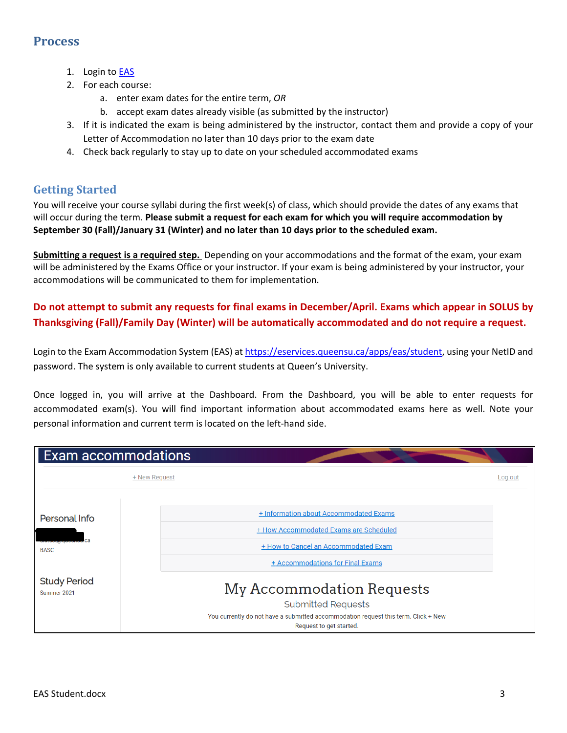## Process

1. Login to [EAS](https://eservices.queensu.ca/apps/eas/student)
2. For each course:
   a. enter exam dates for the entire term, *OR*
   b. accept exam dates already visible (as submitted by the instructor)
3. If it is indicated the exam is being administered by the instructor, contact them and provide a copy of your Letter of Accommodation no later than 10 days prior to the exam date
4. Check back regularly to stay up to date on your scheduled accommodated exams

## Getting Started

You will receive your course syllabi during the first week(s) of class, which should provide the dates of any exams that will occur during the term. **Please submit a request for each exam for which you will require accommodation by September 30 (Fall)/January 31 (Winter) and no later than 10 days prior to the scheduled exam.**

**Submitting a request is a required step.** Depending on your accommodations and the format of the exam, your exam will be administered by the Exams Office or your instructor. If your exam is being administered by your instructor, your accommodations will be communicated to them for implementation.

**Do not attempt to submit any requests for final exams in December/April. Exams which appear in SOLUS by Thanksgiving (Fall)/Family Day (Winter) will be automatically accommodated and do not require a request.**

Login to the Exam Accommodation System (EAS) at https://eservices.queensu.ca/apps/eas/student, using your NetID and password. The system is only available to current students at Queen's University.

Once logged in, you will arrive at the Dashboard. From the Dashboard, you will be able to enter requests for accommodated exam(s). You will find important information about accommodated exams here as well. Note your personal information and current term is located on the left-hand side.

Exam accommodations

+ New Request | Log out

Personal Info

BASC

Study Period

Summer 2021

+ Information about Accommodated Exams
+ How Accommodated Exams are Scheduled
+ How to Cancel an Accommodated Exam
+ Accommodations for Final Exams

My Accommodation Requests

Submitted Requests

You currently do not have a submitted accommodation request this term. Click + New Request to get started.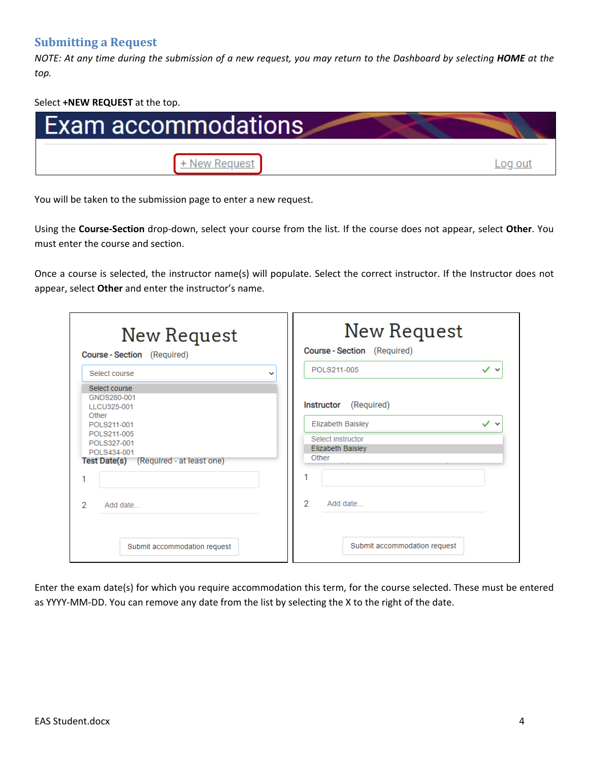## Submitting a Request

*NOTE: At any time during the submission of a new request, you may return to the Dashboard by selecting **HOME** at the top.*

Select **+NEW REQUEST** at the top.

You will be taken to the submission page to enter a new request.

Using the **Course-Section** drop-down, select your course from the list. If the course does not appear, select **Other**. You must enter the course and section.

Once a course is selected, the instructor name(s) will populate. Select the correct instructor. If the Instructor does not appear, select **Other** and enter the instructor's name.

Enter the exam date(s) for which you require accommodation this term, for the course selected. These must be entered as YYYY-MM-DD. You can remove any date from the list by selecting the X to the right of the date.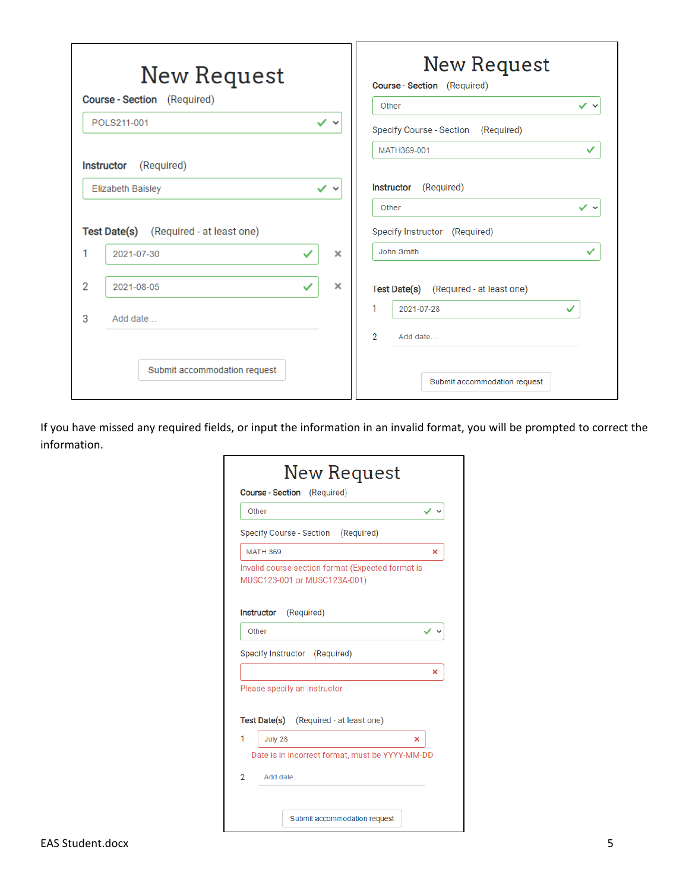**New Request**

Course - Section (Required)

POLS211-001

Instructor (Required)

Elizabeth Baisley

Test Date(s) (Required - at least one)

1 2021-07-30

2 2021-08-05

3 Add date...

Submit accommodation request

**New Request**

Course - Section (Required)

Other

Specify Course - Section (Required)

MATH369-001

Instructor (Required)

Other

Specify Instructor (Required)

John Smith

Test Date(s) (Required - at least one)

1 2021-07-28

2 Add date...

Submit accommodation request

If you have missed any required fields, or input the information in an invalid format, you will be prompted to correct the information.

**New Request**

Course - Section (Required)

Other

Specify Course - Section (Required)

MATH 369

Invalid course-section format (Expected format is MUSC123-001 or MUSC123A-001)

Instructor (Required)

Other

Specify Instructor (Required)

Please specify an instructor

Test Date(s) (Required - at least one)

1 July 28

Date is in incorrect format, must be YYYY-MM-DD

2 Add date...

Submit accommodation request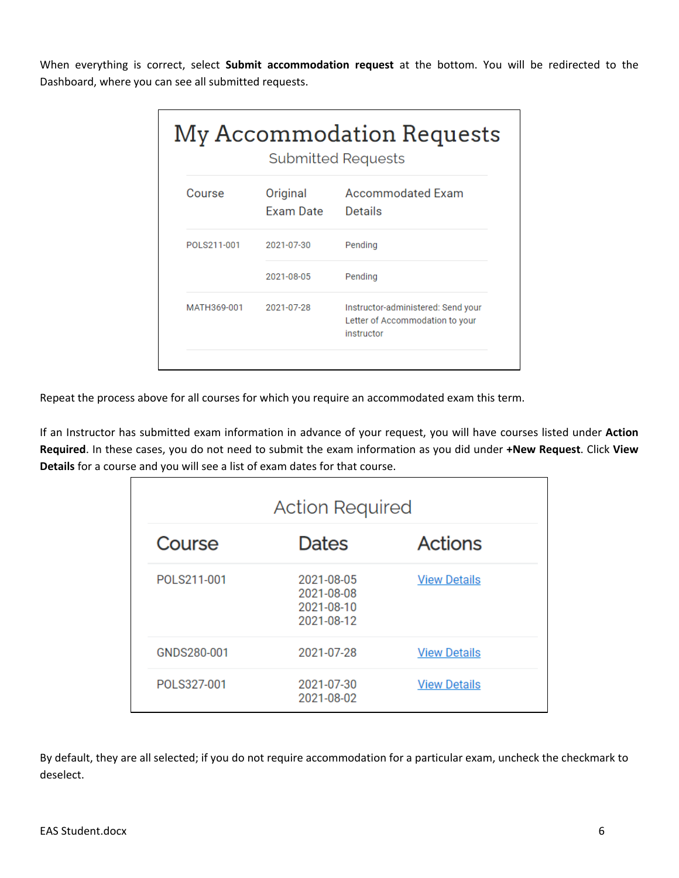When everything is correct, select **Submit accommodation request** at the bottom. You will be redirected to the Dashboard, where you can see all submitted requests.

## My Accommodation Requests

### Submitted Requests

| Course | Original Exam Date | Accommodated Exam Details |
|---|---|---|
| POLS211-001 | 2021-07-30 | Pending |
| | 2021-08-05 | Pending |
| MATH369-001 | 2021-07-28 | Instructor-administered: Send your Letter of Accommodation to your instructor |

Repeat the process above for all courses for which you require an accommodated exam this term.

If an Instructor has submitted exam information in advance of your request, you will have courses listed under **Action Required**. In these cases, you do not need to submit the exam information as you did under **+New Request**. Click **View Details** for a course and you will see a list of exam dates for that course.

### Action Required

| Course | Dates | Actions |
|---|---|---|
| POLS211-001 | 2021-08-05<br>2021-08-08<br>2021-08-10<br>2021-08-12 | View Details |
| GNDS280-001 | 2021-07-28 | View Details |
| POLS327-001 | 2021-07-30<br>2021-08-02 | View Details |

By default, they are all selected; if you do not require accommodation for a particular exam, uncheck the checkmark to deselect.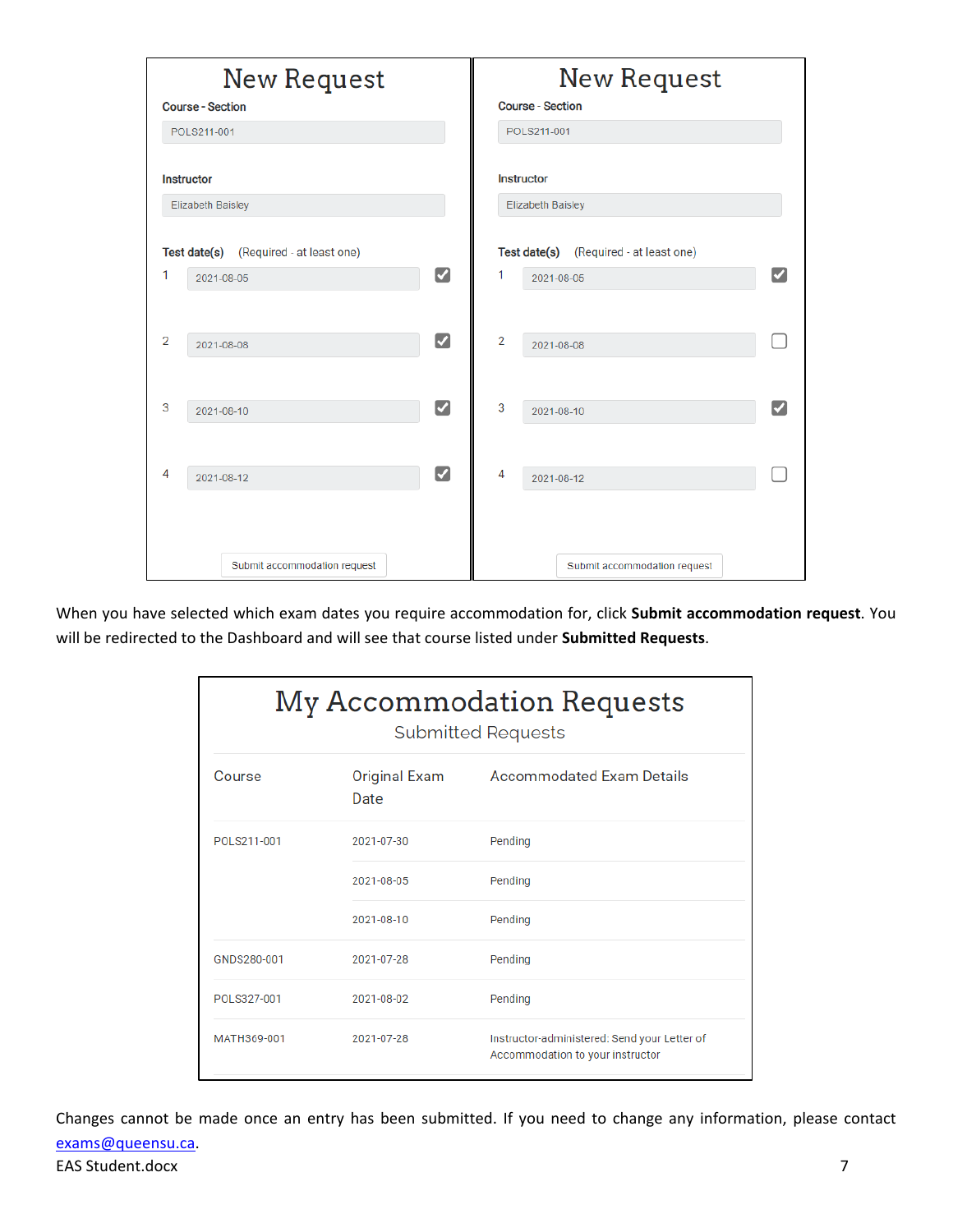## New Request

**Course - Section**

POLS211-001

**Instructor**

Elizabeth Baisley

**Test date(s)** (Required - at least one)

1. 2021-08-05 ☑
2. 2021-08-08 ☑
3. 2021-08-10 ☑
4. 2021-08-12 ☑

Submit accommodation request

## New Request

**Course - Section**

POLS211-001

**Instructor**

Elizabeth Baisley

**Test date(s)** (Required - at least one)

1. 2021-08-05 ☑
2. 2021-08-08 ☐
3. 2021-08-10 ☑
4. 2021-08-12 ☐

Submit accommodation request

When you have selected which exam dates you require accommodation for, click **Submit accommodation request**. You will be redirected to the Dashboard and will see that course listed under **Submitted Requests**.

## My Accommodation Requests

### Submitted Requests

| Course | Original Exam Date | Accommodated Exam Details |
|---|---|---|
| POLS211-001 | 2021-07-30 | Pending |
| | 2021-08-05 | Pending |
| | 2021-08-10 | Pending |
| GNDS280-001 | 2021-07-28 | Pending |
| POLS327-001 | 2021-08-02 | Pending |
| MATH369-001 | 2021-07-28 | Instructor-administered: Send your Letter of Accommodation to your instructor |

Changes cannot be made once an entry has been submitted. If you need to change any information, please contact exams@queensu.ca.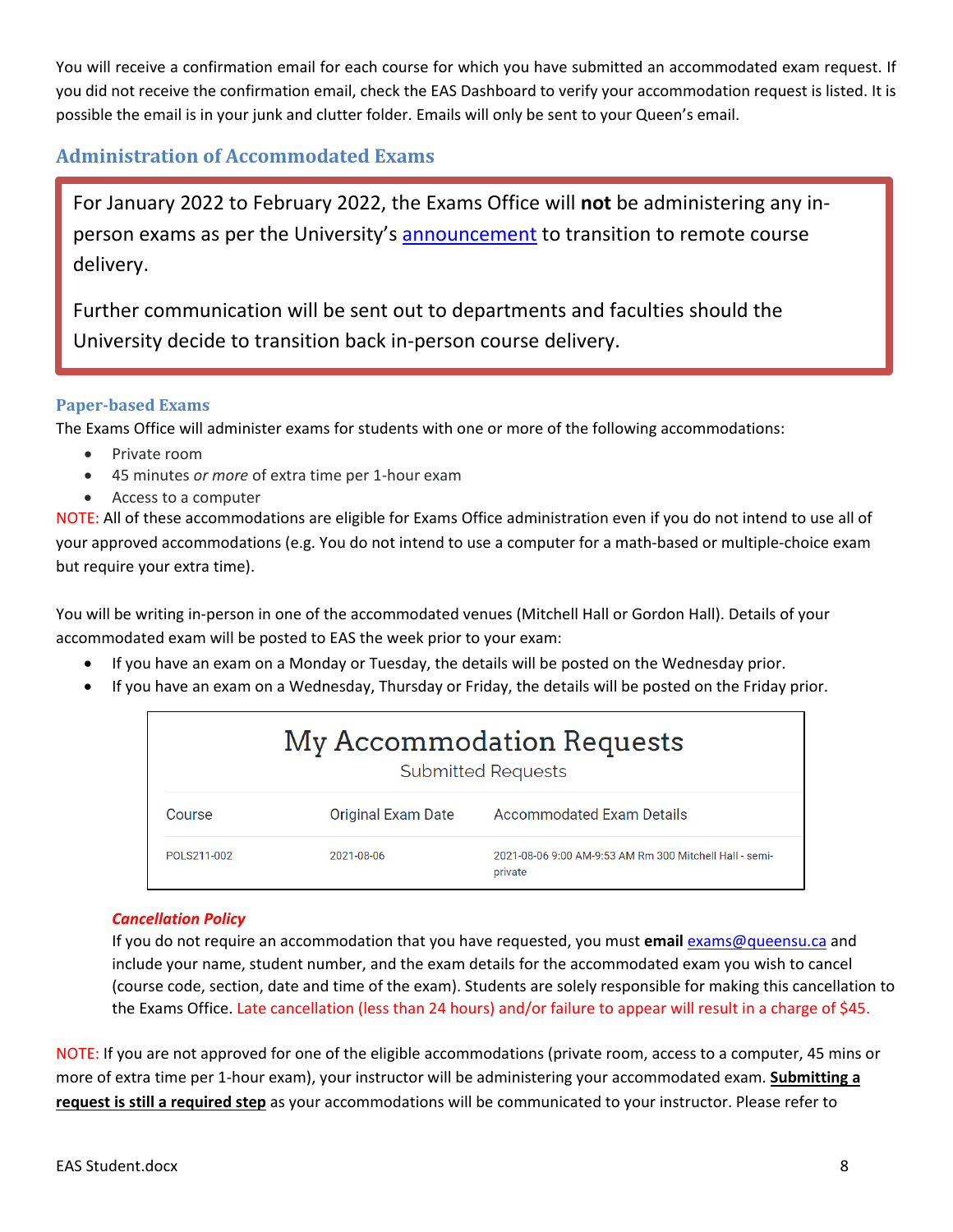You will receive a confirmation email for each course for which you have submitted an accommodated exam request. If you did not receive the confirmation email, check the EAS Dashboard to verify your accommodation request is listed. It is possible the email is in your junk and clutter folder. Emails will only be sent to your Queen's email.

## Administration of Accommodated Exams

> For January 2022 to February 2022, the Exams Office will **not** be administering any in-person exams as per the University's announcement to transition to remote course delivery.
>
> Further communication will be sent out to departments and faculties should the University decide to transition back in-person course delivery.

### Paper-based Exams

The Exams Office will administer exams for students with one or more of the following accommodations:

- Private room
- 45 minutes *or more* of extra time per 1-hour exam
- Access to a computer

NOTE: All of these accommodations are eligible for Exams Office administration even if you do not intend to use all of your approved accommodations (e.g. You do not intend to use a computer for a math-based or multiple-choice exam but require your extra time).

You will be writing in-person in one of the accommodated venues (Mitchell Hall or Gordon Hall). Details of your accommodated exam will be posted to EAS the week prior to your exam:

- If you have an exam on a Monday or Tuesday, the details will be posted on the Wednesday prior.
- If you have an exam on a Wednesday, Thursday or Friday, the details will be posted on the Friday prior.

**My Accommodation Requests**

Submitted Requests

| Course | Original Exam Date | Accommodated Exam Details |
|---|---|---|
| POLS211-002 | 2021-08-06 | 2021-08-06 9:00 AM-9:53 AM Rm 300 Mitchell Hall - semi-private |

***Cancellation Policy***

If you do not require an accommodation that you have requested, you must **email** exams@queensu.ca and include your name, student number, and the exam details for the accommodated exam you wish to cancel (course code, section, date and time of the exam). Students are solely responsible for making this cancellation to the Exams Office. Late cancellation (less than 24 hours) and/or failure to appear will result in a charge of $45.

NOTE: If you are not approved for one of the eligible accommodations (private room, access to a computer, 45 mins or more of extra time per 1-hour exam), your instructor will be administering your accommodated exam. **Submitting a request is still a required step** as your accommodations will be communicated to your instructor. Please refer to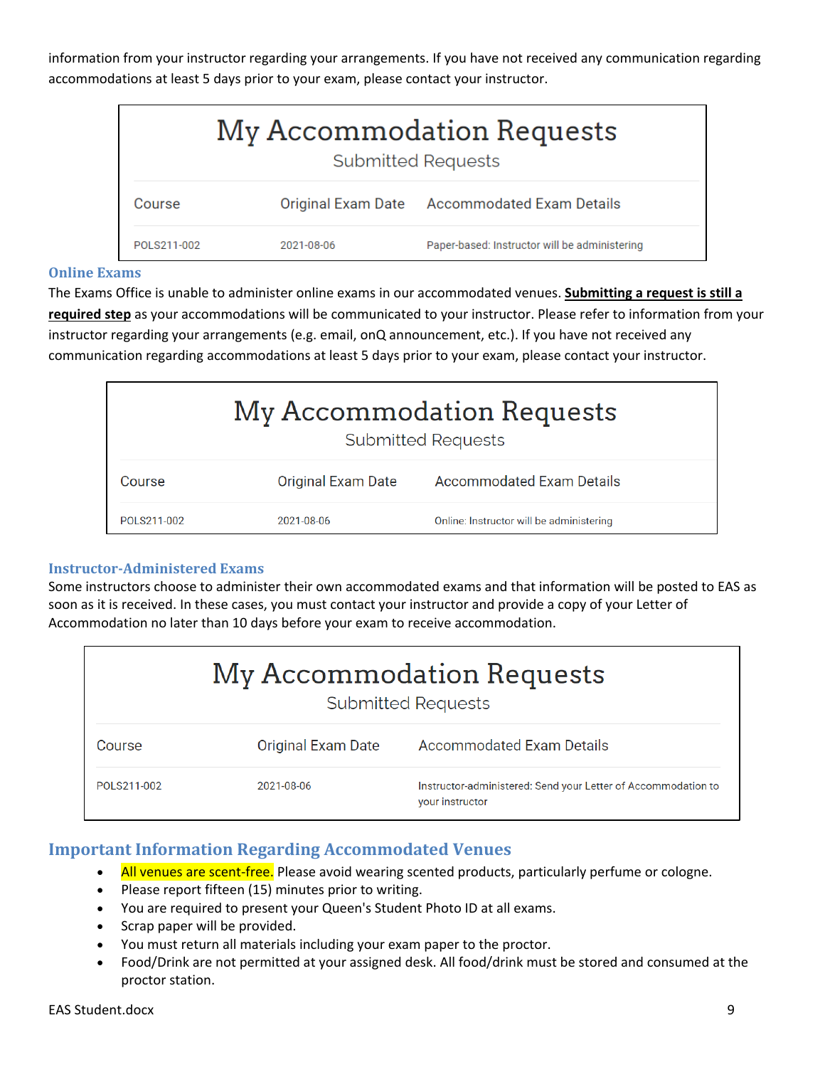information from your instructor regarding your arrangements. If you have not received any communication regarding accommodations at least 5 days prior to your exam, please contact your instructor.

**My Accommodation Requests**

Submitted Requests

| Course | Original Exam Date | Accommodated Exam Details |
|---|---|---|
| POLS211-002 | 2021-08-06 | Paper-based: Instructor will be administering |

### Online Exams

The Exams Office is unable to administer online exams in our accommodated venues. **Submitting a request is still a required step** as your accommodations will be communicated to your instructor. Please refer to information from your instructor regarding your arrangements (e.g. email, onQ announcement, etc.). If you have not received any communication regarding accommodations at least 5 days prior to your exam, please contact your instructor.

**My Accommodation Requests**

Submitted Requests

| Course | Original Exam Date | Accommodated Exam Details |
|---|---|---|
| POLS211-002 | 2021-08-06 | Online: Instructor will be administering |

### Instructor-Administered Exams

Some instructors choose to administer their own accommodated exams and that information will be posted to EAS as soon as it is received. In these cases, you must contact your instructor and provide a copy of your Letter of Accommodation no later than 10 days before your exam to receive accommodation.

**My Accommodation Requests**

Submitted Requests

| Course | Original Exam Date | Accommodated Exam Details |
|---|---|---|
| POLS211-002 | 2021-08-06 | Instructor-administered: Send your Letter of Accommodation to your instructor |

## Important Information Regarding Accommodated Venues

- All venues are scent-free. Please avoid wearing scented products, particularly perfume or cologne.
- Please report fifteen (15) minutes prior to writing.
- You are required to present your Queen's Student Photo ID at all exams.
- Scrap paper will be provided.
- You must return all materials including your exam paper to the proctor.
- Food/Drink are not permitted at your assigned desk. All food/drink must be stored and consumed at the proctor station.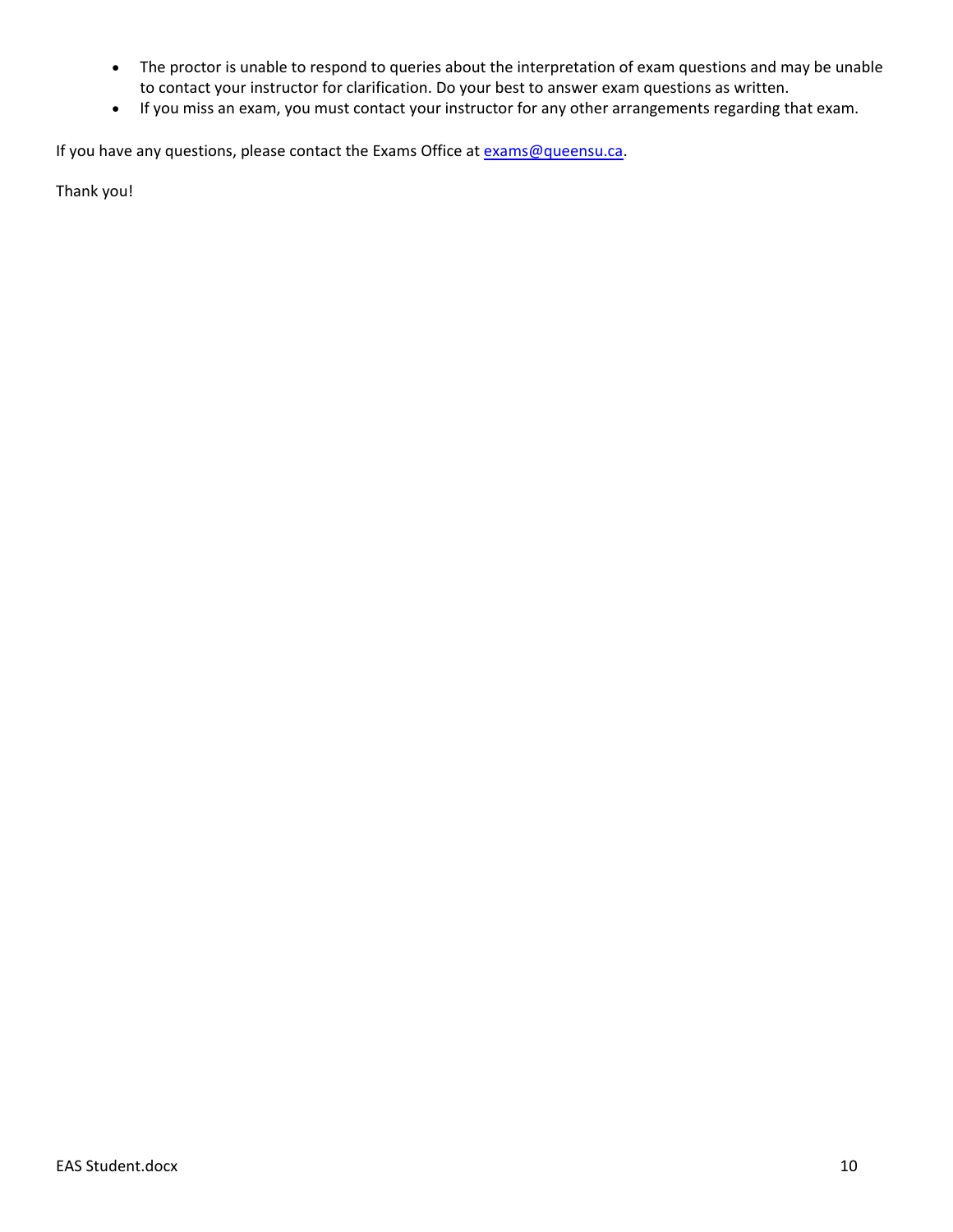- The proctor is unable to respond to queries about the interpretation of exam questions and may be unable to contact your instructor for clarification. Do your best to answer exam questions as written.
- If you miss an exam, you must contact your instructor for any other arrangements regarding that exam.

If you have any questions, please contact the Exams Office at exams@queensu.ca.

Thank you!